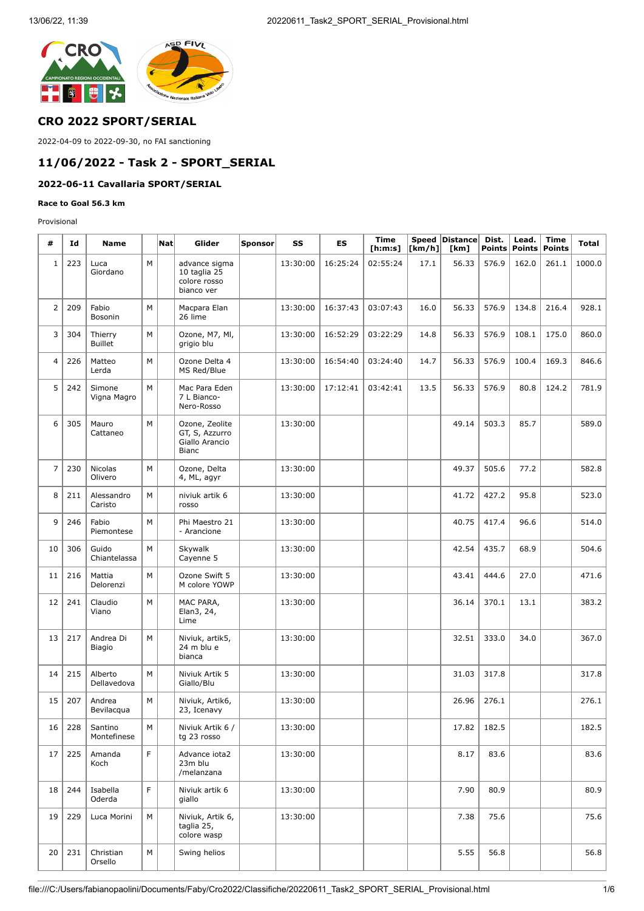## CRO 2022 SPORT/SERIAL

2022-04-09 to 2022-09-30, no FAI sanctioning

## 11/06/2022 - Task 2 - SPORT_SERIAL

### 2022-06-11 Cavallaria SPORT/SERIAL

#### Race to Goal 56.3 km

Provisional

| # | Id | Name | | Nat | Glider | Sponsor | SS | ES | Time [h:m:s] | Speed [km/h] | Distance [km] | Dist. Points | Lead. Points | Time Points | Total |
|---|---|---|---|---|---|---|---|---|---|---|---|---|---|---|---|
| 1 | 223 | Luca Giordano | M | | advance sigma 10 taglia 25 colore rosso bianco ver | | 13:30:00 | 16:25:24 | 02:55:24 | 17.1 | 56.33 | 576.9 | 162.0 | 261.1 | 1000.0 |
| 2 | 209 | Fabio Bosonin | M | | Macpara Elan 26 lime | | 13:30:00 | 16:37:43 | 03:07:43 | 16.0 | 56.33 | 576.9 | 134.8 | 216.4 | 928.1 |
| 3 | 304 | Thierry Buillet | M | | Ozone, M7, Ml, grigio blu | | 13:30:00 | 16:52:29 | 03:22:29 | 14.8 | 56.33 | 576.9 | 108.1 | 175.0 | 860.0 |
| 4 | 226 | Matteo Lerda | M | | Ozone Delta 4 MS Red/Blue | | 13:30:00 | 16:54:40 | 03:24:40 | 14.7 | 56.33 | 576.9 | 100.4 | 169.3 | 846.6 |
| 5 | 242 | Simone Vigna Magro | M | | Mac Para Eden 7 L Bianco-Nero-Rosso | | 13:30:00 | 17:12:41 | 03:42:41 | 13.5 | 56.33 | 576.9 | 80.8 | 124.2 | 781.9 |
| 6 | 305 | Mauro Cattaneo | M | | Ozone, Zeolite GT, S, Azzurro Giallo Arancio Bianc | | 13:30:00 | | | | 49.14 | 503.3 | 85.7 | | 589.0 |
| 7 | 230 | Nicolas Olivero | M | | Ozone, Delta 4, ML, agyr | | 13:30:00 | | | | 49.37 | 505.6 | 77.2 | | 582.8 |
| 8 | 211 | Alessandro Caristo | M | | niviuk artik 6 rosso | | 13:30:00 | | | | 41.72 | 427.2 | 95.8 | | 523.0 |
| 9 | 246 | Fabio Piemontese | M | | Phi Maestro 21 - Arancione | | 13:30:00 | | | | 40.75 | 417.4 | 96.6 | | 514.0 |
| 10 | 306 | Guido Chiantelassa | M | | Skywalk Cayenne 5 | | 13:30:00 | | | | 42.54 | 435.7 | 68.9 | | 504.6 |
| 11 | 216 | Mattia Delorenzi | M | | Ozone Swift 5 M colore YOWP | | 13:30:00 | | | | 43.41 | 444.6 | 27.0 | | 471.6 |
| 12 | 241 | Claudio Viano | M | | MAC PARA, Elan3, 24, Lime | | 13:30:00 | | | | 36.14 | 370.1 | 13.1 | | 383.2 |
| 13 | 217 | Andrea Di Biagio | M | | Niviuk, artik5, 24 m blu e bianca | | 13:30:00 | | | | 32.51 | 333.0 | 34.0 | | 367.0 |
| 14 | 215 | Alberto Dellavedova | M | | Niviuk Artik 5 Giallo/Blu | | 13:30:00 | | | | 31.03 | 317.8 | | | 317.8 |
| 15 | 207 | Andrea Bevilacqua | M | | Niviuk, Artik6, 23, Icenavy | | 13:30:00 | | | | 26.96 | 276.1 | | | 276.1 |
| 16 | 228 | Santino Montefinese | M | | Niviuk Artik 6 / tg 23 rosso | | 13:30:00 | | | | 17.82 | 182.5 | | | 182.5 |
| 17 | 225 | Amanda Koch | F | | Advance iota2 23m blu /melanzana | | 13:30:00 | | | | 8.17 | 83.6 | | | 83.6 |
| 18 | 244 | Isabella Oderda | F | | Niviuk artik 6 giallo | | 13:30:00 | | | | 7.90 | 80.9 | | | 80.9 |
| 19 | 229 | Luca Morini | M | | Niviuk, Artik 6, taglia 25, colore wasp | | 13:30:00 | | | | 7.38 | 75.6 | | | 75.6 |
| 20 | 231 | Christian Orsello | M | | Swing helios | | | | | | 5.55 | 56.8 | | | 56.8 |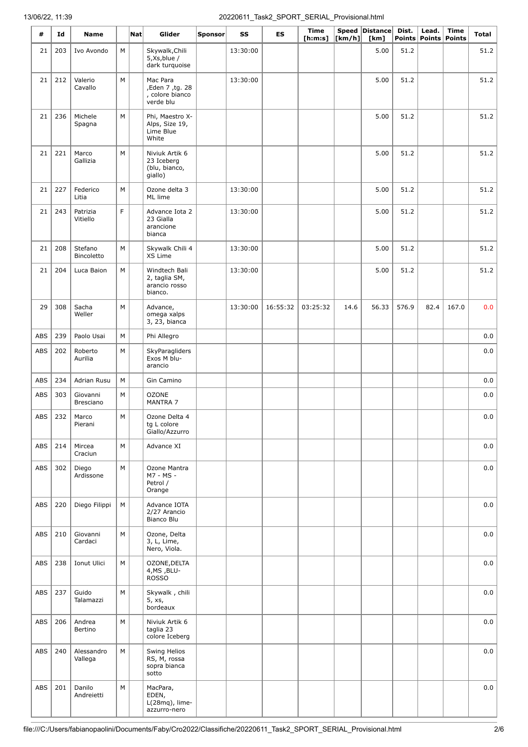| # | Id | Name | | Nat | Glider | Sponsor | SS | ES | Time [h:m:s] | Speed [km/h] | Distance [km] | Dist. Points | Lead. Points | Time Points | Total |
|---|---|---|---|---|---|---|---|---|---|---|---|---|---|---|---|
| 21 | 203 | Ivo Avondo | M | | Skywalk,Chili 5,Xs,blue / dark turquoise | | 13:30:00 | | | | 5.00 | 51.2 | | | 51.2 |
| 21 | 212 | Valerio Cavallo | M | | Mac Para ,Eden 7 ,tg. 28 , colore bianco verde blu | | 13:30:00 | | | | 5.00 | 51.2 | | | 51.2 |
| 21 | 236 | Michele Spagna | M | | Phi, Maestro X-Alps, Size 19, Lime Blue White | | | | | | 5.00 | 51.2 | | | 51.2 |
| 21 | 221 | Marco Gallizia | M | | Niviuk Artik 6 23 Iceberg (blu, bianco, giallo) | | | | | | 5.00 | 51.2 | | | 51.2 |
| 21 | 227 | Federico Litia | M | | Ozone delta 3 ML lime | | 13:30:00 | | | | 5.00 | 51.2 | | | 51.2 |
| 21 | 243 | Patrizia Vitiello | F | | Advance Iota 2 23 Gialla arancione bianca | | 13:30:00 | | | | 5.00 | 51.2 | | | 51.2 |
| 21 | 208 | Stefano Bincoletto | M | | Skywalk Chili 4 XS Lime | | 13:30:00 | | | | 5.00 | 51.2 | | | 51.2 |
| 21 | 204 | Luca Baion | M | | Windtech Bali 2, taglia SM, arancio rosso bianco. | | 13:30:00 | | | | 5.00 | 51.2 | | | 51.2 |
| 29 | 308 | Sacha Weller | M | | Advance, omega xalps 3, 23, bianca | | 13:30:00 | 16:55:32 | 03:25:32 | 14.6 | 56.33 | 576.9 | 82.4 | 167.0 | 0.0 |
| ABS | 239 | Paolo Usai | M | | Phi Allegro | | | | | | | | | | 0.0 |
| ABS | 202 | Roberto Aurilia | M | | SkyParagliders Exos M blu-arancio | | | | | | | | | | 0.0 |
| ABS | 234 | Adrian Rusu | M | | Gin Camino | | | | | | | | | | 0.0 |
| ABS | 303 | Giovanni Bresciano | M | | OZONE MANTRA 7 | | | | | | | | | | 0.0 |
| ABS | 232 | Marco Pierani | M | | Ozone Delta 4 tg L colore Giallo/Azzurro | | | | | | | | | | 0.0 |
| ABS | 214 | Mircea Craciun | M | | Advance XI | | | | | | | | | | 0.0 |
| ABS | 302 | Diego Ardissone | M | | Ozone Mantra M7 - MS - Petrol / Orange | | | | | | | | | | 0.0 |
| ABS | 220 | Diego Filippi | M | | Advance IOTA 2/27 Arancio Bianco Blu | | | | | | | | | | 0.0 |
| ABS | 210 | Giovanni Cardaci | M | | Ozone, Delta 3, L, Lime, Nero, Viola. | | | | | | | | | | 0.0 |
| ABS | 238 | Ionut Ulici | M | | OZONE,DELTA 4,MS ,BLU-ROSSO | | | | | | | | | | 0.0 |
| ABS | 237 | Guido Talamazzi | M | | Skywalk , chili 5, xs, bordeaux | | | | | | | | | | 0.0 |
| ABS | 206 | Andrea Bertino | M | | Niviuk Artik 6 taglia 23 colore Iceberg | | | | | | | | | | 0.0 |
| ABS | 240 | Alessandro Vallega | M | | Swing Helios RS, M, rossa sopra bianca sotto | | | | | | | | | | 0.0 |
| ABS | 201 | Danilo Andreietti | M | | MacPara, EDEN, L(28mq), lime-azzurro-nero | | | | | | | | | | 0.0 |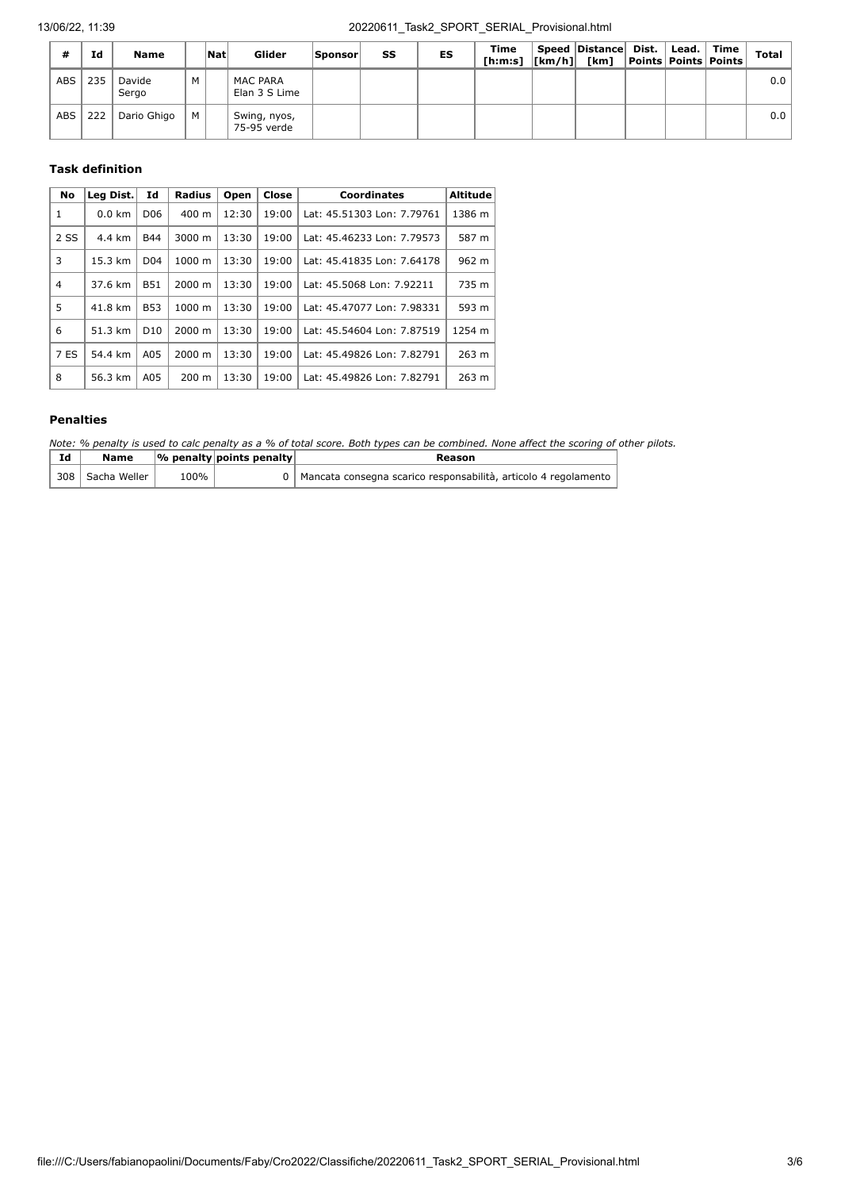| # | Id | Name | | Nat | Glider | Sponsor | SS | ES | Time [h:m:s] | Speed [km/h] | Distance [km] | Dist. Points | Lead. Points | Time Points | Total |
|---|---|---|---|---|---|---|---|---|---|---|---|---|---|---|---|
| ABS | 235 | Davide Sergo | M | | MAC PARA Elan 3 S Lime | | | | | | | | | | 0.0 |
| ABS | 222 | Dario Ghigo | M | | Swing, nyos, 75-95 verde | | | | | | | | | | 0.0 |

### Task definition

| No | Leg Dist. | Id | Radius | Open | Close | Coordinates | Altitude |
|---|---|---|---|---|---|---|---|
| 1 | 0.0 km | D06 | 400 m | 12:30 | 19:00 | Lat: 45.51303 Lon: 7.79761 | 1386 m |
| 2 SS | 4.4 km | B44 | 3000 m | 13:30 | 19:00 | Lat: 45.46233 Lon: 7.79573 | 587 m |
| 3 | 15.3 km | D04 | 1000 m | 13:30 | 19:00 | Lat: 45.41835 Lon: 7.64178 | 962 m |
| 4 | 37.6 km | B51 | 2000 m | 13:30 | 19:00 | Lat: 45.5068 Lon: 7.92211 | 735 m |
| 5 | 41.8 km | B53 | 1000 m | 13:30 | 19:00 | Lat: 45.47077 Lon: 7.98331 | 593 m |
| 6 | 51.3 km | D10 | 2000 m | 13:30 | 19:00 | Lat: 45.54604 Lon: 7.87519 | 1254 m |
| 7 ES | 54.4 km | A05 | 2000 m | 13:30 | 19:00 | Lat: 45.49826 Lon: 7.82791 | 263 m |
| 8 | 56.3 km | A05 | 200 m | 13:30 | 19:00 | Lat: 45.49826 Lon: 7.82791 | 263 m |

### Penalties

*Note: % penalty is used to calc penalty as a % of total score. Both types can be combined. None affect the scoring of other pilots.*

| Id | Name | % penalty | points penalty | Reason |
|---|---|---|---|---|
| 308 | Sacha Weller | 100% | 0 | Mancata consegna scarico responsabilità, articolo 4 regolamento |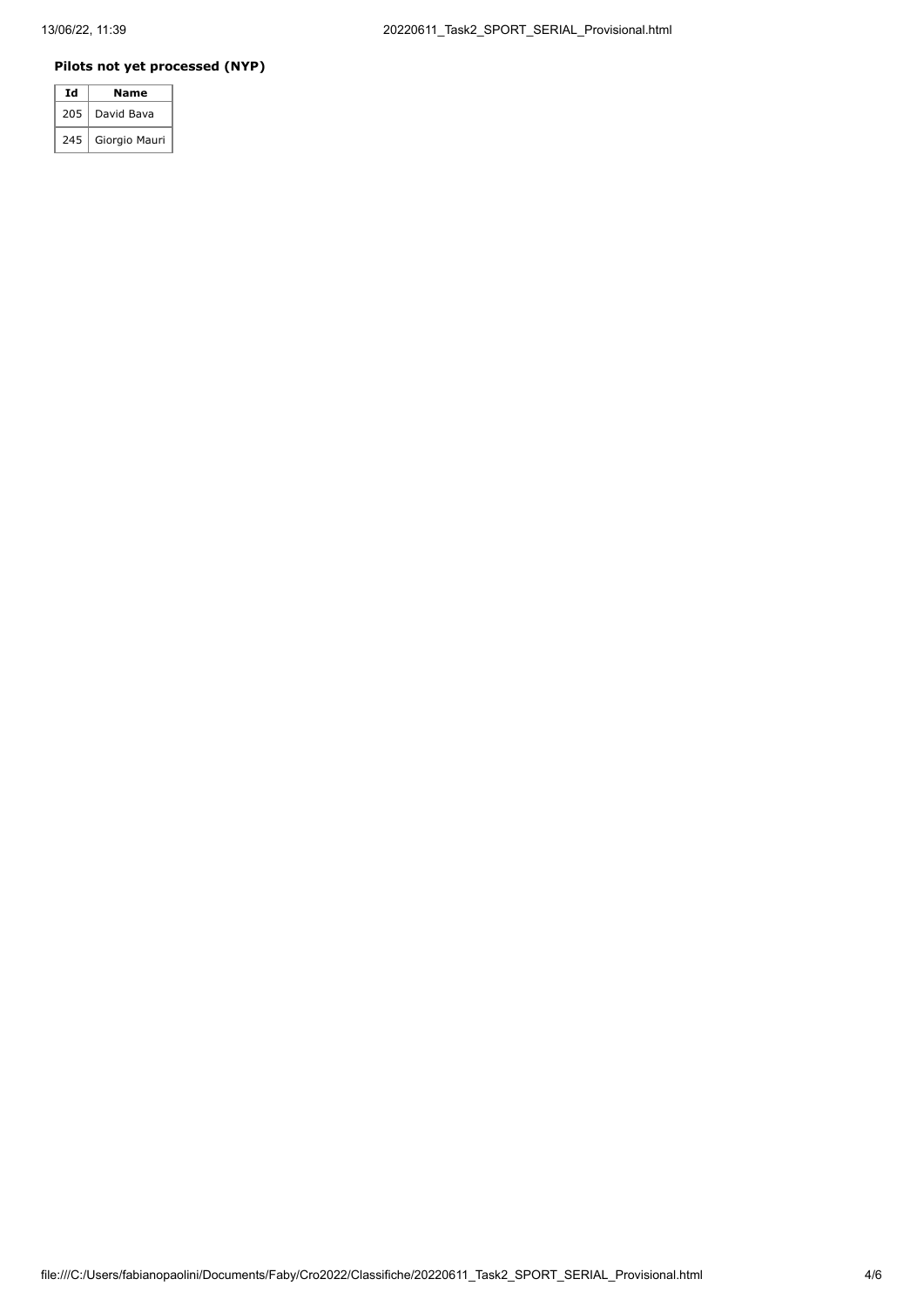**Pilots not yet processed (NYP)**

| Id | Name |
| --- | --- |
| 205 | David Bava |
| 245 | Giorgio Mauri |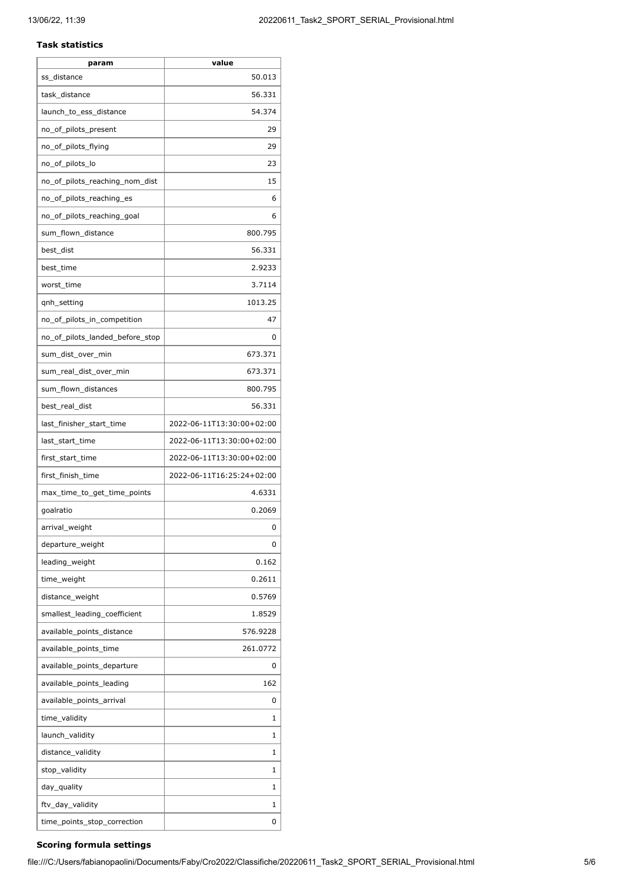### Task statistics

| param | value |
|---|---|
| ss_distance | 50.013 |
| task_distance | 56.331 |
| launch_to_ess_distance | 54.374 |
| no_of_pilots_present | 29 |
| no_of_pilots_flying | 29 |
| no_of_pilots_lo | 23 |
| no_of_pilots_reaching_nom_dist | 15 |
| no_of_pilots_reaching_es | 6 |
| no_of_pilots_reaching_goal | 6 |
| sum_flown_distance | 800.795 |
| best_dist | 56.331 |
| best_time | 2.9233 |
| worst_time | 3.7114 |
| qnh_setting | 1013.25 |
| no_of_pilots_in_competition | 47 |
| no_of_pilots_landed_before_stop | 0 |
| sum_dist_over_min | 673.371 |
| sum_real_dist_over_min | 673.371 |
| sum_flown_distances | 800.795 |
| best_real_dist | 56.331 |
| last_finisher_start_time | 2022-06-11T13:30:00+02:00 |
| last_start_time | 2022-06-11T13:30:00+02:00 |
| first_start_time | 2022-06-11T13:30:00+02:00 |
| first_finish_time | 2022-06-11T16:25:24+02:00 |
| max_time_to_get_time_points | 4.6331 |
| goalratio | 0.2069 |
| arrival_weight | 0 |
| departure_weight | 0 |
| leading_weight | 0.162 |
| time_weight | 0.2611 |
| distance_weight | 0.5769 |
| smallest_leading_coefficient | 1.8529 |
| available_points_distance | 576.9228 |
| available_points_time | 261.0772 |
| available_points_departure | 0 |
| available_points_leading | 162 |
| available_points_arrival | 0 |
| time_validity | 1 |
| launch_validity | 1 |
| distance_validity | 1 |
| stop_validity | 1 |
| day_quality | 1 |
| ftv_day_validity | 1 |
| time_points_stop_correction | 0 |

### Scoring formula settings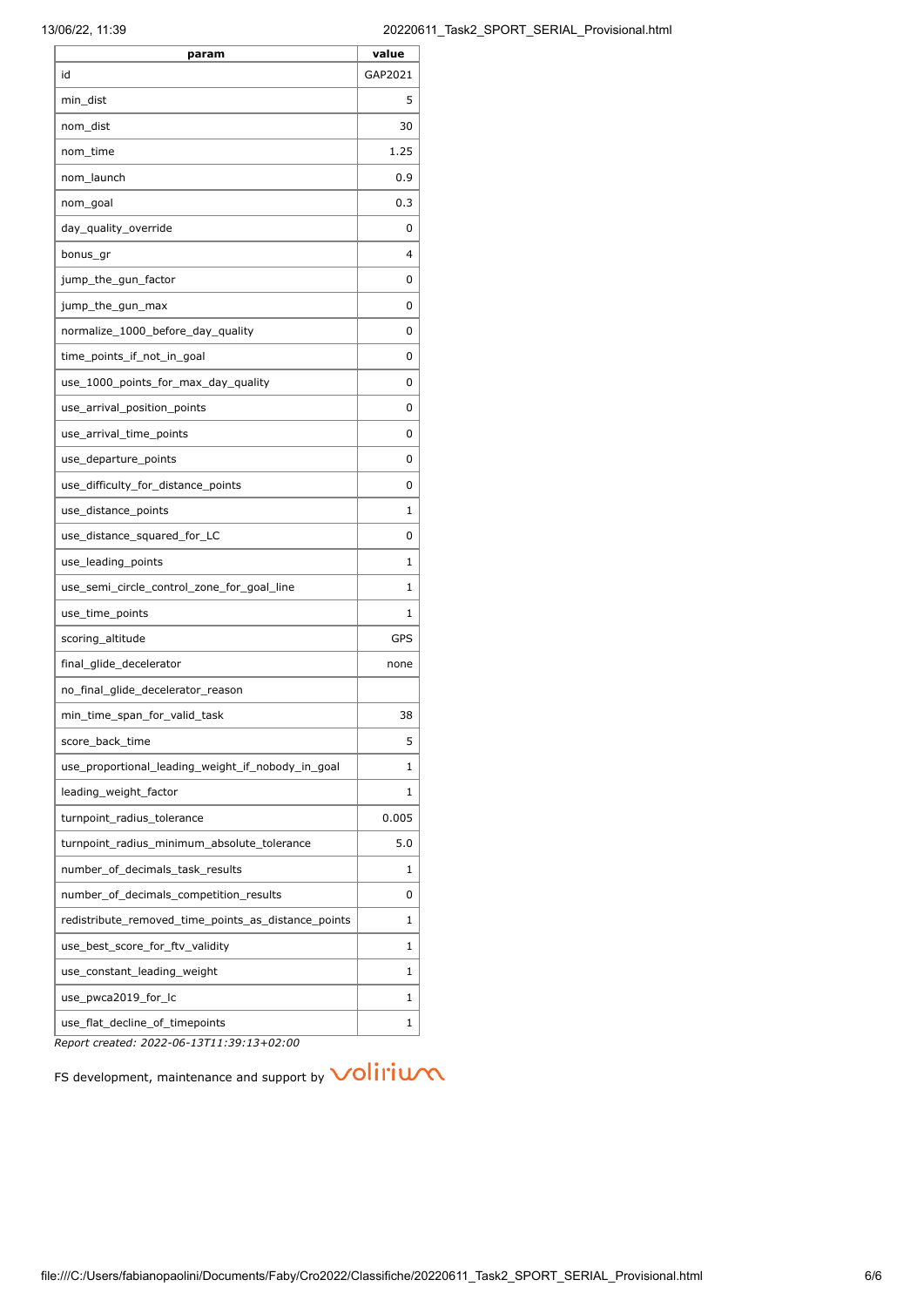| param | value |
|---|---|
| id | GAP2021 |
| min_dist | 5 |
| nom_dist | 30 |
| nom_time | 1.25 |
| nom_launch | 0.9 |
| nom_goal | 0.3 |
| day_quality_override | 0 |
| bonus_gr | 4 |
| jump_the_gun_factor | 0 |
| jump_the_gun_max | 0 |
| normalize_1000_before_day_quality | 0 |
| time_points_if_not_in_goal | 0 |
| use_1000_points_for_max_day_quality | 0 |
| use_arrival_position_points | 0 |
| use_arrival_time_points | 0 |
| use_departure_points | 0 |
| use_difficulty_for_distance_points | 0 |
| use_distance_points | 1 |
| use_distance_squared_for_LC | 0 |
| use_leading_points | 1 |
| use_semi_circle_control_zone_for_goal_line | 1 |
| use_time_points | 1 |
| scoring_altitude | GPS |
| final_glide_decelerator | none |
| no_final_glide_decelerator_reason | |
| min_time_span_for_valid_task | 38 |
| score_back_time | 5 |
| use_proportional_leading_weight_if_nobody_in_goal | 1 |
| leading_weight_factor | 1 |
| turnpoint_radius_tolerance | 0.005 |
| turnpoint_radius_minimum_absolute_tolerance | 5.0 |
| number_of_decimals_task_results | 1 |
| number_of_decimals_competition_results | 0 |
| redistribute_removed_time_points_as_distance_points | 1 |
| use_best_score_for_ftv_validity | 1 |
| use_constant_leading_weight | 1 |
| use_pwca2019_for_lc | 1 |
| use_flat_decline_of_timepoints | 1 |

*Report created: 2022-06-13T11:39:13+02:00*

FS development, maintenance and support by volirium